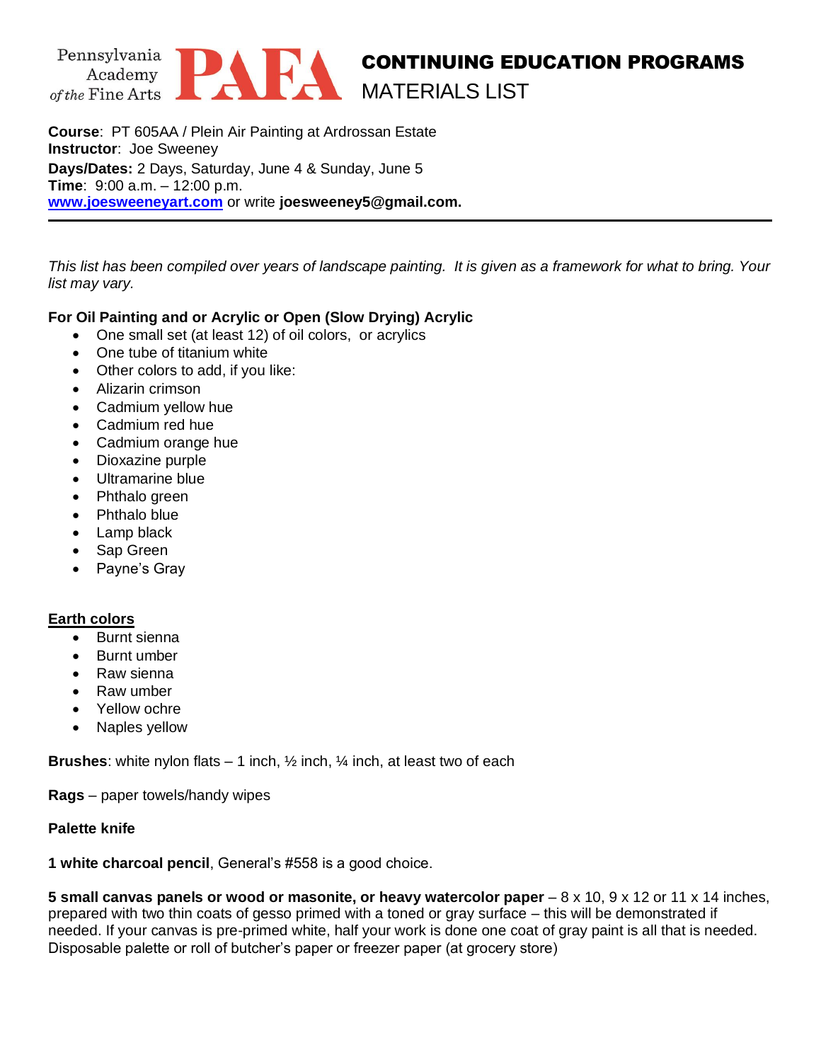Pennsylvania Academy of the Fine Arts **PAFA**

# CONTINUING EDUCATION PROGRAMS
## MATERIALS LIST

**Course**: PT 605AA / Plein Air Painting at Ardrossan Estate
**Instructor**: Joe Sweeney
**Days/Dates:** 2 Days, Saturday, June 4 & Sunday, June 5
**Time**: 9:00 a.m. – 12:00 p.m.
**[www.joesweeneyart.com](http://www.joesweeneyart.com)** or write **joesweeney5@gmail.com.**

---

*This list has been compiled over years of landscape painting. It is given as a framework for what to bring. Your list may vary.*

**For Oil Painting and or Acrylic or Open (Slow Drying) Acrylic**

- One small set (at least 12) of oil colors, or acrylics
- One tube of titanium white
- Other colors to add, if you like:
- Alizarin crimson
- Cadmium yellow hue
- Cadmium red hue
- Cadmium orange hue
- Dioxazine purple
- Ultramarine blue
- Phthalo green
- Phthalo blue
- Lamp black
- Sap Green
- Payne's Gray

**<u>Earth colors</u>**

- Burnt sienna
- Burnt umber
- Raw sienna
- Raw umber
- Yellow ochre
- Naples yellow

**Brushes**: white nylon flats – 1 inch, ½ inch, ¼ inch, at least two of each

**Rags** – paper towels/handy wipes

**Palette knife**

**1 white charcoal pencil**, General's #558 is a good choice.

**5 small canvas panels or wood or masonite, or heavy watercolor paper** – 8 x 10, 9 x 12 or 11 x 14 inches, prepared with two thin coats of gesso primed with a toned or gray surface – this will be demonstrated if needed. If your canvas is pre-primed white, half your work is done one coat of gray paint is all that is needed.
Disposable palette or roll of butcher's paper or freezer paper (at grocery store)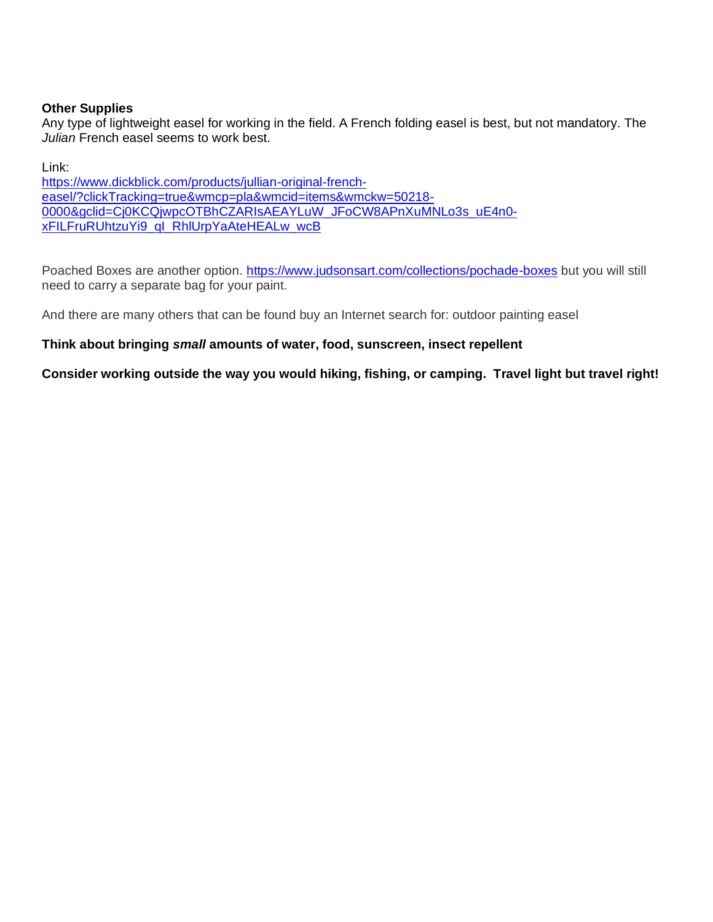**Other Supplies**
Any type of lightweight easel for working in the field. A French folding easel is best, but not mandatory. The *Julian* French easel seems to work best.

Link:
https://www.dickblick.com/products/jullian-original-french-easel/?clickTracking=true&wmcp=pla&wmcid=items&wmckw=50218-0000&gclid=Cj0KCQjwpcOTBhCZARIsAEAYLuW_JFoCW8APnXuMNLo3s_uE4n0-xFILFruRUhtzuYi9_qI_RhlUrpYaAteHEALw_wcB

Poached Boxes are another option. https://www.judsonsart.com/collections/pochade-boxes but you will still need to carry a separate bag for your paint.

And there are many others that can be found buy an Internet search for: outdoor painting easel

**Think about bringing *small* amounts of water, food, sunscreen, insect repellent**

**Consider working outside the way you would hiking, fishing, or camping. Travel light but travel right!**